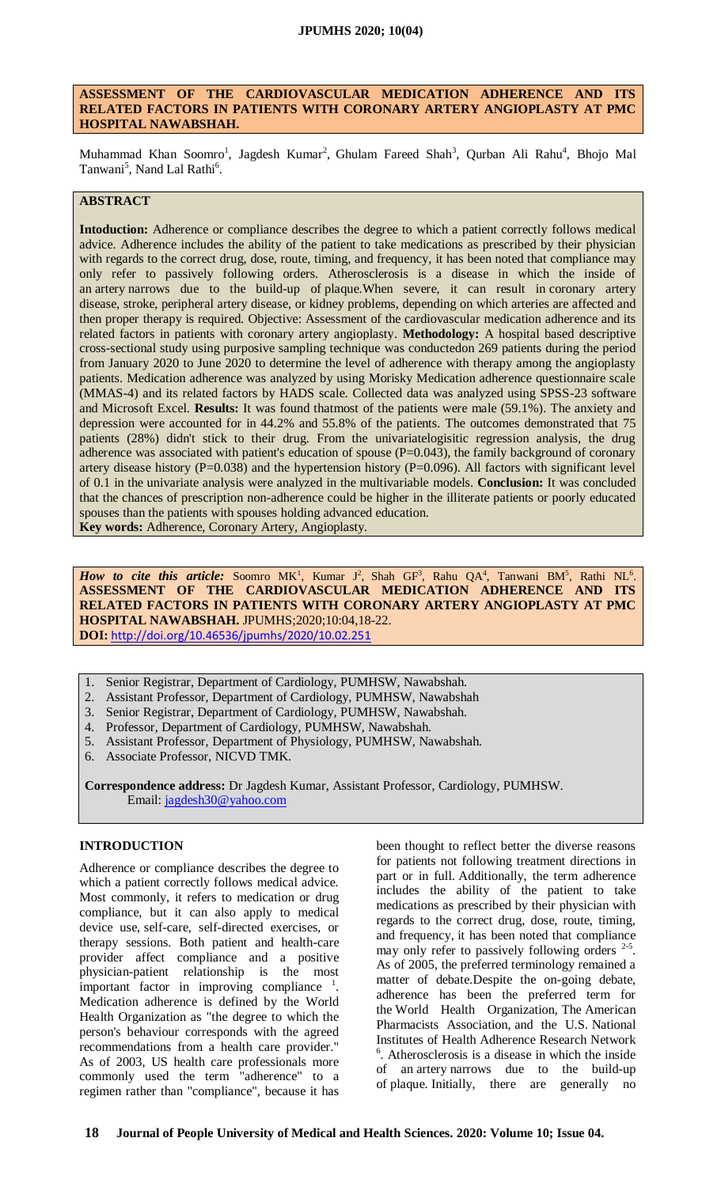# ASSESSMENT OF THE CARDIOVASCULAR MEDICATION ADHERENCE AND ITS RELATED FACTORS IN PATIENTS WITH CORONARY ARTERY ANGIOPLASTY AT PMC HOSPITAL NAWABSHAH.

Muhammad Khan Soomro[1], Jagdesh Kumar[2], Ghulam Fareed Shah[3], Qurban Ali Rahu[4], Bhojo Mal Tanwani[5], Nand Lal Rathi[6].

## ABSTRACT

**Intoduction:** Adherence or compliance describes the degree to which a patient correctly follows medical advice. Adherence includes the ability of the patient to take medications as prescribed by their physician with regards to the correct drug, dose, route, timing, and frequency, it has been noted that compliance may only refer to passively following orders. Atherosclerosis is a disease in which the inside of an artery narrows due to the build-up of plaque.When severe, it can result in coronary artery disease, stroke, peripheral artery disease, or kidney problems, depending on which arteries are affected and then proper therapy is required. Objective: Assessment of the cardiovascular medication adherence and its related factors in patients with coronary artery angioplasty. **Methodology:** A hospital based descriptive cross-sectional study using purposive sampling technique was conductedon 269 patients during the period from January 2020 to June 2020 to determine the level of adherence with therapy among the angioplasty patients. Medication adherence was analyzed by using Morisky Medication adherence questionnaire scale (MMAS-4) and its related factors by HADS scale. Collected data was analyzed using SPSS-23 software and Microsoft Excel. **Results:** It was found thatmost of the patients were male (59.1%). The anxiety and depression were accounted for in 44.2% and 55.8% of the patients. The outcomes demonstrated that 75 patients (28%) didn't stick to their drug. From the univariatelogisitic regression analysis, the drug adherence was associated with patient's education of spouse (P=0.043), the family background of coronary artery disease history (P=0.038) and the hypertension history (P=0.096). All factors with significant level of 0.1 in the univariate analysis were analyzed in the multivariable models. **Conclusion:** It was concluded that the chances of prescription non-adherence could be higher in the illiterate patients or poorly educated spouses than the patients with spouses holding advanced education.

**Key words:** Adherence, Coronary Artery, Angioplasty.

***How to cite this article:*** Soomro MK[1], Kumar J[2], Shah GF[3], Rahu QA[4], Tanwani BM[5], Rathi NL[6]. **ASSESSMENT OF THE CARDIOVASCULAR MEDICATION ADHERENCE AND ITS RELATED FACTORS IN PATIENTS WITH CORONARY ARTERY ANGIOPLASTY AT PMC HOSPITAL NAWABSHAH.** JPUMHS;2020;10:04,18-22.
**DOI:** http://doi.org/10.46536/jpumhs/2020/10.02.251

1. Senior Registrar, Department of Cardiology, PUMHSW, Nawabshah.
2. Assistant Professor, Department of Cardiology, PUMHSW, Nawabshah
3. Senior Registrar, Department of Cardiology, PUMHSW, Nawabshah.
4. Professor, Department of Cardiology, PUMHSW, Nawabshah.
5. Assistant Professor, Department of Physiology, PUMHSW, Nawabshah.
6. Associate Professor, NICVD TMK.

**Correspondence address:** Dr Jagdesh Kumar, Assistant Professor, Cardiology, PUMHSW. Email: jagdesh30@yahoo.com

## INTRODUCTION

Adherence or compliance describes the degree to which a patient correctly follows medical advice. Most commonly, it refers to medication or drug compliance, but it can also apply to medical device use, self-care, self-directed exercises, or therapy sessions. Both patient and health-care provider affect compliance and a positive physician-patient relationship is the most important factor in improving compliance [1]. Medication adherence is defined by the World Health Organization as "the degree to which the person's behaviour corresponds with the agreed recommendations from a health care provider." As of 2003, US health care professionals more commonly used the term "adherence" to a regimen rather than "compliance", because it has been thought to reflect better the diverse reasons for patients not following treatment directions in part or in full. Additionally, the term adherence includes the ability of the patient to take medications as prescribed by their physician with regards to the correct drug, dose, route, timing, and frequency, it has been noted that compliance may only refer to passively following orders [2-5]. As of 2005, the preferred terminology remained a matter of debate.Despite the on-going debate, adherence has been the preferred term for the World Health Organization, The American Pharmacists Association, and the U.S. National Institutes of Health Adherence Research Network [6]. Atherosclerosis is a disease in which the inside of an artery narrows due to the build-up of plaque. Initially, there are generally no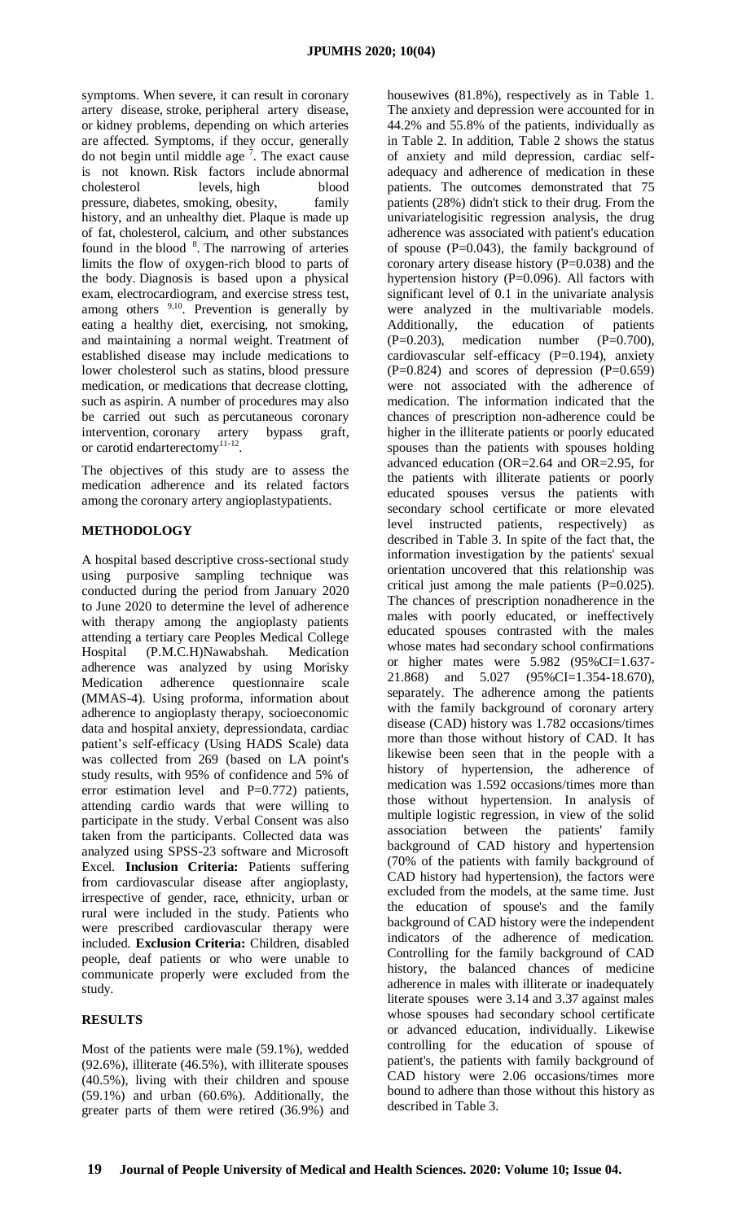symptoms. When severe, it can result in coronary artery disease, stroke, peripheral artery disease, or kidney problems, depending on which arteries are affected. Symptoms, if they occur, generally do not begin until middle age [7]. The exact cause is not known. Risk factors include abnormal cholesterol levels, high blood pressure, diabetes, smoking, obesity, family history, and an unhealthy diet. Plaque is made up of fat, cholesterol, calcium, and other substances found in the blood [8]. The narrowing of arteries limits the flow of oxygen-rich blood to parts of the body. Diagnosis is based upon a physical exam, electrocardiogram, and exercise stress test, among others [9,10]. Prevention is generally by eating a healthy diet, exercising, not smoking, and maintaining a normal weight. Treatment of established disease may include medications to lower cholesterol such as statins, blood pressure medication, or medications that decrease clotting, such as aspirin. A number of procedures may also be carried out such as percutaneous coronary intervention, coronary artery bypass graft, or carotid endarterectomy[11-12].

The objectives of this study are to assess the medication adherence and its related factors among the coronary artery angioplastypatients.

## METHODOLOGY

A hospital based descriptive cross-sectional study using purposive sampling technique was conducted during the period from January 2020 to June 2020 to determine the level of adherence with therapy among the angioplasty patients attending a tertiary care Peoples Medical College Hospital (P.M.C.H)Nawabshah. Medication adherence was analyzed by using Morisky Medication adherence questionnaire scale (MMAS-4). Using proforma, information about adherence to angioplasty therapy, socioeconomic data and hospital anxiety, depressiondata, cardiac patient's self-efficacy (Using HADS Scale) data was collected from 269 (based on LA point's study results, with 95% of confidence and 5% of error estimation level and P=0.772) patients, attending cardio wards that were willing to participate in the study. Verbal Consent was also taken from the participants. Collected data was analyzed using SPSS-23 software and Microsoft Excel. **Inclusion Criteria:** Patients suffering from cardiovascular disease after angioplasty, irrespective of gender, race, ethnicity, urban or rural were included in the study. Patients who were prescribed cardiovascular therapy were included. **Exclusion Criteria:** Children, disabled people, deaf patients or who were unable to communicate properly were excluded from the study.

## RESULTS

Most of the patients were male (59.1%), wedded (92.6%), illiterate (46.5%), with illiterate spouses (40.5%), living with their children and spouse (59.1%) and urban (60.6%). Additionally, the greater parts of them were retired (36.9%) and housewives (81.8%), respectively as in Table 1. The anxiety and depression were accounted for in 44.2% and 55.8% of the patients, individually as in Table 2. In addition, Table 2 shows the status of anxiety and mild depression, cardiac self-adequacy and adherence of medication in these patients. The outcomes demonstrated that 75 patients (28%) didn't stick to their drug. From the univariatelogisitic regression analysis, the drug adherence was associated with patient's education of spouse (P=0.043), the family background of coronary artery disease history (P=0.038) and the hypertension history (P=0.096). All factors with significant level of 0.1 in the univariate analysis were analyzed in the multivariable models. Additionally, the education of patients (P=0.203), medication number (P=0.700), cardiovascular self-efficacy (P=0.194), anxiety (P=0.824) and scores of depression (P=0.659) were not associated with the adherence of medication. The information indicated that the chances of prescription non-adherence could be higher in the illiterate patients or poorly educated spouses than the patients with spouses holding advanced education (OR=2.64 and OR=2.95, for the patients with illiterate patients or poorly educated spouses versus the patients with secondary school certificate or more elevated level instructed patients, respectively) as described in Table 3. In spite of the fact that, the information investigation by the patients' sexual orientation uncovered that this relationship was critical just among the male patients (P=0.025). The chances of prescription nonadherence in the males with poorly educated, or ineffectively educated spouses contrasted with the males whose mates had secondary school confirmations or higher mates were 5.982 (95%CI=1.637-21.868) and 5.027 (95%CI=1.354-18.670), separately. The adherence among the patients with the family background of coronary artery disease (CAD) history was 1.782 occasions/times more than those without history of CAD. It has likewise been seen that in the people with a history of hypertension, the adherence of medication was 1.592 occasions/times more than those without hypertension. In analysis of multiple logistic regression, in view of the solid association between the patients' family background of CAD history and hypertension (70% of the patients with family background of CAD history had hypertension), the factors were excluded from the models, at the same time. Just the education of spouse's and the family background of CAD history were the independent indicators of the adherence of medication. Controlling for the family background of CAD history, the balanced chances of medicine adherence in males with illiterate or inadequately literate spouses were 3.14 and 3.37 against males whose spouses had secondary school certificate or advanced education, individually. Likewise controlling for the education of spouse of patient's, the patients with family background of CAD history were 2.06 occasions/times more bound to adhere than those without this history as described in Table 3.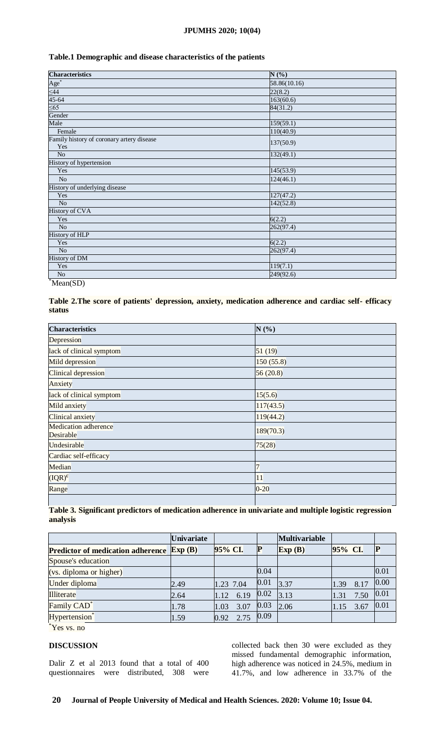**Table.1 Demographic and disease characteristics of the patients**

| Characteristics | N (%) |
|---|---|
| Age* | 58.86(10.16) |
| ≤44 | 22(8.2) |
| 45-64 | 163(60.6) |
| ≤65 | 84(31.2) |
| Gender | |
| Male | 159(59.1) |
| Female | 110(40.9) |
| Family history of coronary artery disease Yes | 137(50.9) |
| No | 132(49.1) |
| History of hypertension | |
| Yes | 145(53.9) |
| No | 124(46.1) |
| History of underlying disease | |
| Yes | 127(47.2) |
| No | 142(52.8) |
| History of CVA | |
| Yes | 6(2.2) |
| No | 262(97.4) |
| History of HLP | |
| Yes | 6(2.2) |
| No | 262(97.4) |
| History of DM | |
| Yes | 119(7.1) |
| No | 249(92.6) |

*Mean(SD)

**Table 2.The score of patients' depression, anxiety, medication adherence and cardiac self- efficacy status**

| Characteristics | N (%) |
|---|---|
| Depression | |
| lack of clinical symptom | 51 (19) |
| Mild depression | 150 (55.8) |
| Clinical depression | 56 (20.8) |
| Anxiety | |
| lack of clinical symptom | 15(5.6) |
| Mild anxiety | 117(43.5) |
| Clinical anxiety | 119(44.2) |
| Medication adherence Desirable | 189(70.3) |
| Undesirable | 75(28) |
| Cardiac self-efficacy | |
| Median | 7 |
| (IQR)[c] | 11 |
| Range | 0-20 |

**Table 3. Significant predictors of medication adherence in univariate and multiple logistic regression analysis**

| | Univariate | | | Multivariable | | |
|---|---|---|---|---|---|---|
| Predictor of medication adherence | Exp (B) | 95% CI. | P | Exp (B) | 95% CI. | P |
| Spouse's education | | | | | | |
| (vs. diploma or higher) | | | 0.04 | | | 0.01 |
| Under diploma | 2.49 | 1.23 7.04 | 0.01 | 3.37 | 1.39 8.17 | 0.00 |
| Illiterate | 2.64 | 1.12 6.19 | 0.02 | 3.13 | 1.31 7.50 | 0.01 |
| Family CAD* | 1.78 | 1.03 3.07 | 0.03 | 2.06 | 1.15 3.67 | 0.01 |
| Hypertension* | 1.59 | 0.92 2.75 | 0.09 | | | |

*Yes vs. no

## DISCUSSION

Dalir Z et al 2013 found that a total of 400 questionnaires were distributed, 308 were collected back then 30 were excluded as they missed fundamental demographic information, high adherence was noticed in 24.5%, medium in 41.7%, and low adherence in 33.7% of the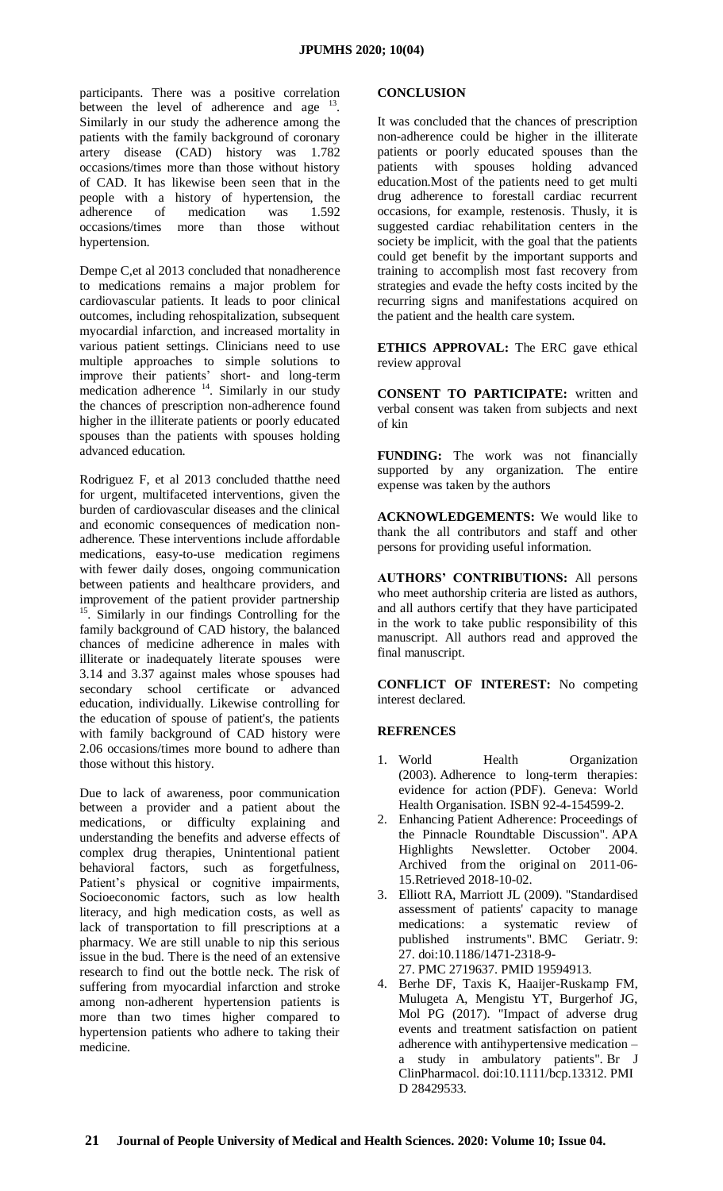participants. There was a positive correlation between the level of adherence and age [13]. Similarly in our study the adherence among the patients with the family background of coronary artery disease (CAD) history was 1.782 occasions/times more than those without history of CAD. It has likewise been seen that in the people with a history of hypertension, the adherence of medication was 1.592 occasions/times more than those without hypertension.

Dempe C,et al 2013 concluded that nonadherence to medications remains a major problem for cardiovascular patients. It leads to poor clinical outcomes, including rehospitalization, subsequent myocardial infarction, and increased mortality in various patient settings. Clinicians need to use multiple approaches to simple solutions to improve their patients' short- and long-term medication adherence [14]. Similarly in our study the chances of prescription non-adherence found higher in the illiterate patients or poorly educated spouses than the patients with spouses holding advanced education.

Rodriguez F, et al 2013 concluded thatthe need for urgent, multifaceted interventions, given the burden of cardiovascular diseases and the clinical and economic consequences of medication non-adherence. These interventions include affordable medications, easy-to-use medication regimens with fewer daily doses, ongoing communication between patients and healthcare providers, and improvement of the patient provider partnership [15]. Similarly in our findings Controlling for the family background of CAD history, the balanced chances of medicine adherence in males with illiterate or inadequately literate spouses were 3.14 and 3.37 against males whose spouses had secondary school certificate or advanced education, individually. Likewise controlling for the education of spouse of patient's, the patients with family background of CAD history were 2.06 occasions/times more bound to adhere than those without this history.

Due to lack of awareness, poor communication between a provider and a patient about the medications, or difficulty explaining and understanding the benefits and adverse effects of complex drug therapies, Unintentional patient behavioral factors, such as forgetfulness, Patient's physical or cognitive impairments, Socioeconomic factors, such as low health literacy, and high medication costs, as well as lack of transportation to fill prescriptions at a pharmacy. We are still unable to nip this serious issue in the bud. There is the need of an extensive research to find out the bottle neck. The risk of suffering from myocardial infarction and stroke among non-adherent hypertension patients is more than two times higher compared to hypertension patients who adhere to taking their medicine.

## CONCLUSION

It was concluded that the chances of prescription non-adherence could be higher in the illiterate patients or poorly educated spouses than the patients with spouses holding advanced education.Most of the patients need to get multi drug adherence to forestall cardiac recurrent occasions, for example, restenosis. Thusly, it is suggested cardiac rehabilitation centers in the society be implicit, with the goal that the patients could get benefit by the important supports and training to accomplish most fast recovery from strategies and evade the hefty costs incited by the recurring signs and manifestations acquired on the patient and the health care system.

**ETHICS APPROVAL:** The ERC gave ethical review approval

**CONSENT TO PARTICIPATE:** written and verbal consent was taken from subjects and next of kin

**FUNDING:** The work was not financially supported by any organization. The entire expense was taken by the authors

**ACKNOWLEDGEMENTS:** We would like to thank the all contributors and staff and other persons for providing useful information.

**AUTHORS' CONTRIBUTIONS:** All persons who meet authorship criteria are listed as authors, and all authors certify that they have participated in the work to take public responsibility of this manuscript. All authors read and approved the final manuscript.

**CONFLICT OF INTEREST:** No competing interest declared.

## REFRENCES

1. World Health Organization (2003). Adherence to long-term therapies: evidence for action (PDF). Geneva: World Health Organisation. ISBN 92-4-154599-2.
2. Enhancing Patient Adherence: Proceedings of the Pinnacle Roundtable Discussion". APA Highlights Newsletter. October 2004. Archived from the original on 2011-06-15.Retrieved 2018-10-02.
3. Elliott RA, Marriott JL (2009). "Standardised assessment of patients' capacity to manage medications: a systematic review of published instruments". BMC Geriatr. 9: 27. doi:10.1186/1471-2318-9-27. PMC 2719637. PMID 19594913.
4. Berhe DF, Taxis K, Haaijer-Ruskamp FM, Mulugeta A, Mengistu YT, Burgerhof JG, Mol PG (2017). "Impact of adverse drug events and treatment satisfaction on patient adherence with antihypertensive medication – a study in ambulatory patients". Br J ClinPharmacol. doi:10.1111/bcp.13312. PMID 28429533.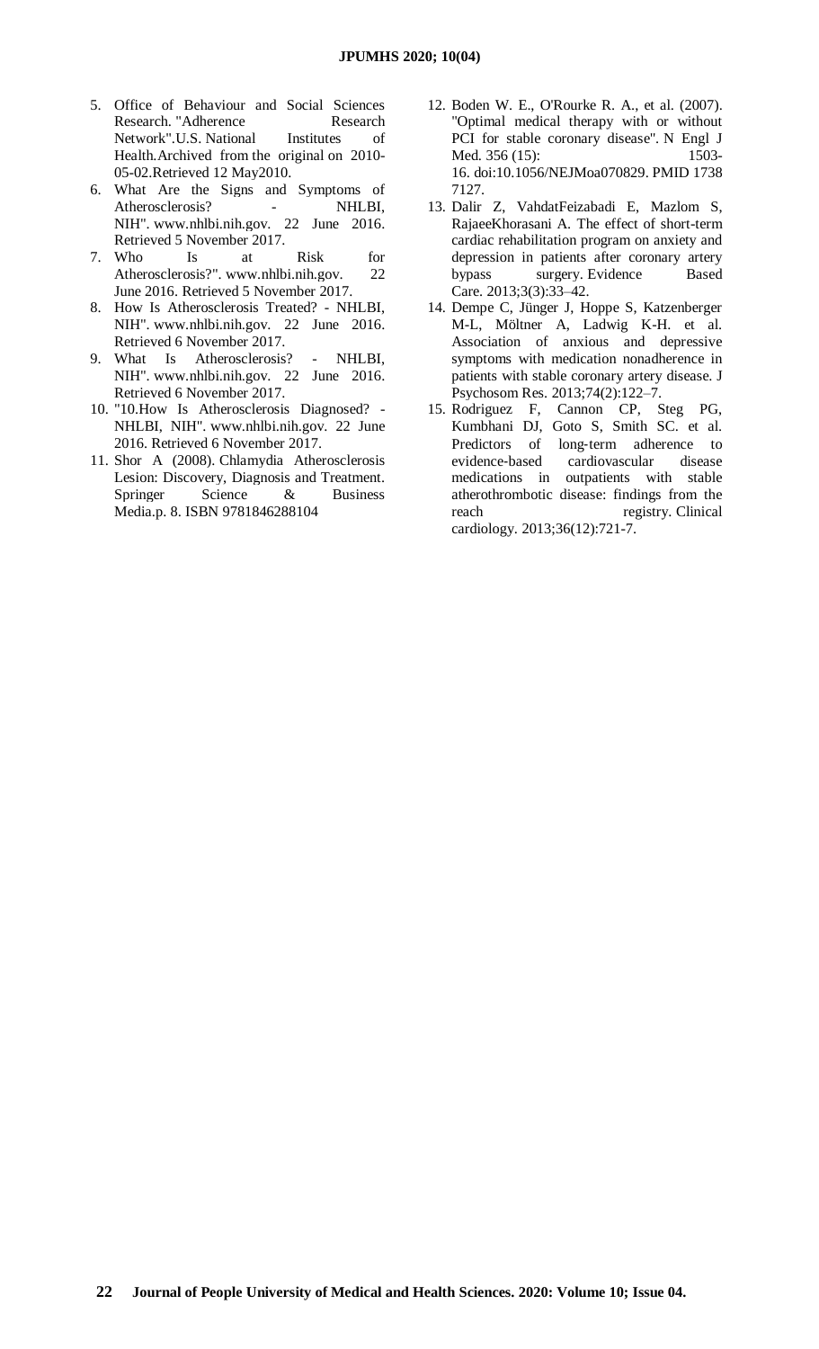5. Office of Behaviour and Social Sciences Research. "Adherence Research Network".U.S. National Institutes of Health.Archived from the original on 2010-05-02.Retrieved 12 May2010.
6. What Are the Signs and Symptoms of Atherosclerosis? - NHLBI, NIH". www.nhlbi.nih.gov. 22 June 2016. Retrieved 5 November 2017.
7. Who Is at Risk for Atherosclerosis?". www.nhlbi.nih.gov. 22 June 2016. Retrieved 5 November 2017.
8. How Is Atherosclerosis Treated? - NHLBI, NIH". www.nhlbi.nih.gov. 22 June 2016. Retrieved 6 November 2017.
9. What Is Atherosclerosis? - NHLBI, NIH". www.nhlbi.nih.gov. 22 June 2016. Retrieved 6 November 2017.
10. "10.How Is Atherosclerosis Diagnosed? - NHLBI, NIH". www.nhlbi.nih.gov. 22 June 2016. Retrieved 6 November 2017.
11. Shor A (2008). Chlamydia Atherosclerosis Lesion: Discovery, Diagnosis and Treatment. Springer Science & Business Media.p. 8. ISBN 9781846288104
12. Boden W. E., O'Rourke R. A., et al. (2007). "Optimal medical therapy with or without PCI for stable coronary disease". N Engl J Med. 356 (15): 1503-16. doi:10.1056/NEJMoa070829. PMID 17387127.
13. Dalir Z, VahdatFeizabadi E, Mazlom S, RajaeeKhorasani A. The effect of short-term cardiac rehabilitation program on anxiety and depression in patients after coronary artery bypass surgery. Evidence Based Care. 2013;3(3):33–42.
14. Dempe C, Jünger J, Hoppe S, Katzenberger M-L, Möltner A, Ladwig K-H. et al. Association of anxious and depressive symptoms with medication nonadherence in patients with stable coronary artery disease. J Psychosom Res. 2013;74(2):122–7.
15. Rodriguez F, Cannon CP, Steg PG, Kumbhani DJ, Goto S, Smith SC. et al. Predictors of long-term adherence to evidence-based cardiovascular disease medications in outpatients with stable atherothrombotic disease: findings from the reach registry. Clinical cardiology. 2013;36(12):721-7.